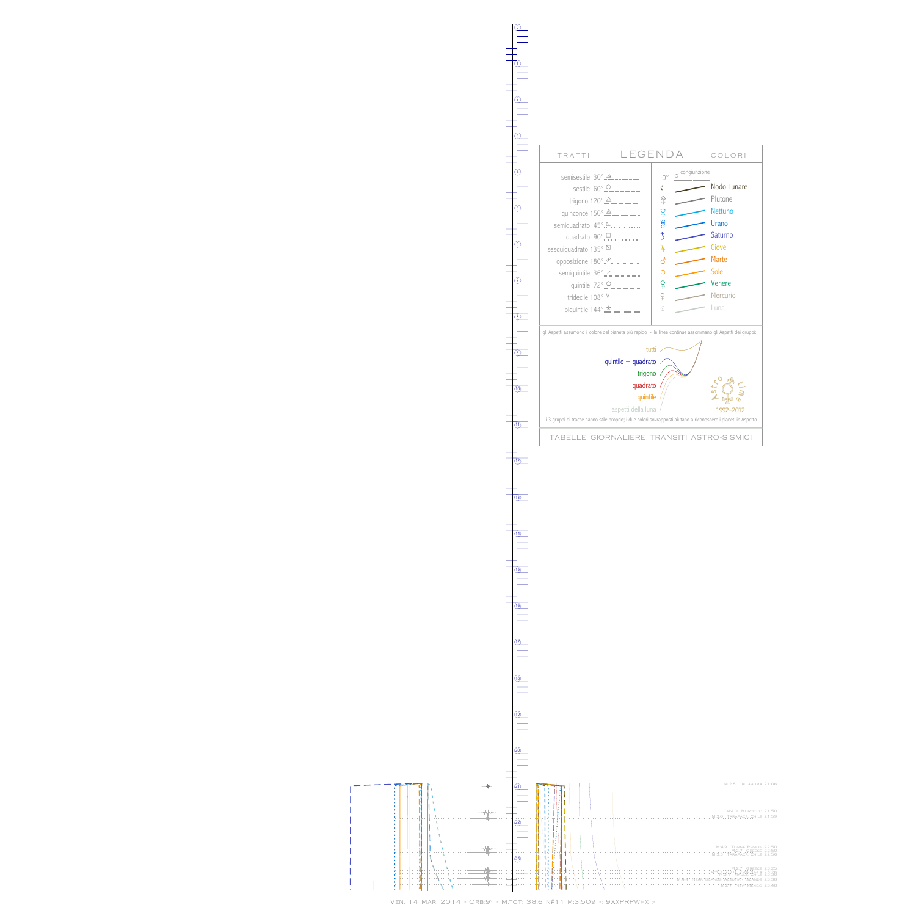## LEGENDA

TRATTI

| Aspetto | Tratto |
| --- | --- |
| semisestile 30° | ⚺ |
| sestile 60° | ⚹ |
| trigono 120° | △ |
| quinconce 150° | ⚻ |
| semiquadrato 45° | ∠ |
| quadrato 90° | □ |
| sesquiquadrato 135° | ⚼ |
| opposizione 180° | ☍ |
| semiquintile 36° | |
| quintile 72° | |
| tridecile 108° | |
| biquintile 144° | |

COLORI

- 0° ☌ congiunzione
- ☊ Nodo Lunare
- ♇ Plutone
- ♆ Nettuno
- ♅ Urano
- ♄ Saturno
- ♃ Giove
- ♂ Marte
- ☉ Sole
- ♀ Venere
- ☿ Mercurio
- ☾ Luna

gli Aspetti assumono il colore del pianeta più rapido - le linee continue assommano gli Aspetti dei gruppi:

- tutti
- quintile + quadrato
- trigono
- quadrato
- quintile
- aspetti della luna

Astro time 1992–2012

i 3 gruppi di tracce hanno stile proprio; i due colori sovrapposti aiutano a riconoscere i pianeti in Aspetto

TABELLE GIORNALIERE TRANSITI ASTRO-SISMICI

0 1 2 3 4 5 6 7 8 9 10 11 12 13 14 15 16 17 18 19 20 21 22 23

- M2.8 Oklahoma 21:06
- M4.0 Morocco 21:50
- M3.0 Tarapaca Chile 21:59
- M4.9 Tonga Region 22:50
- M2.7 Greece 22:50
- M3.5 Tarapaca Chile 22:56
- M2.7 Greece 23:25
- M4.? Tarapaca Chile 23:30
- M4.4 Near Coast of Nicaragua 23:38
- M2.7 New Mexico 23:48

Ven. 14 Mar. 2014 - Orb:9° - M.tot: 38.6 n#11 m:3.509 -: 9XxPRPwhx :-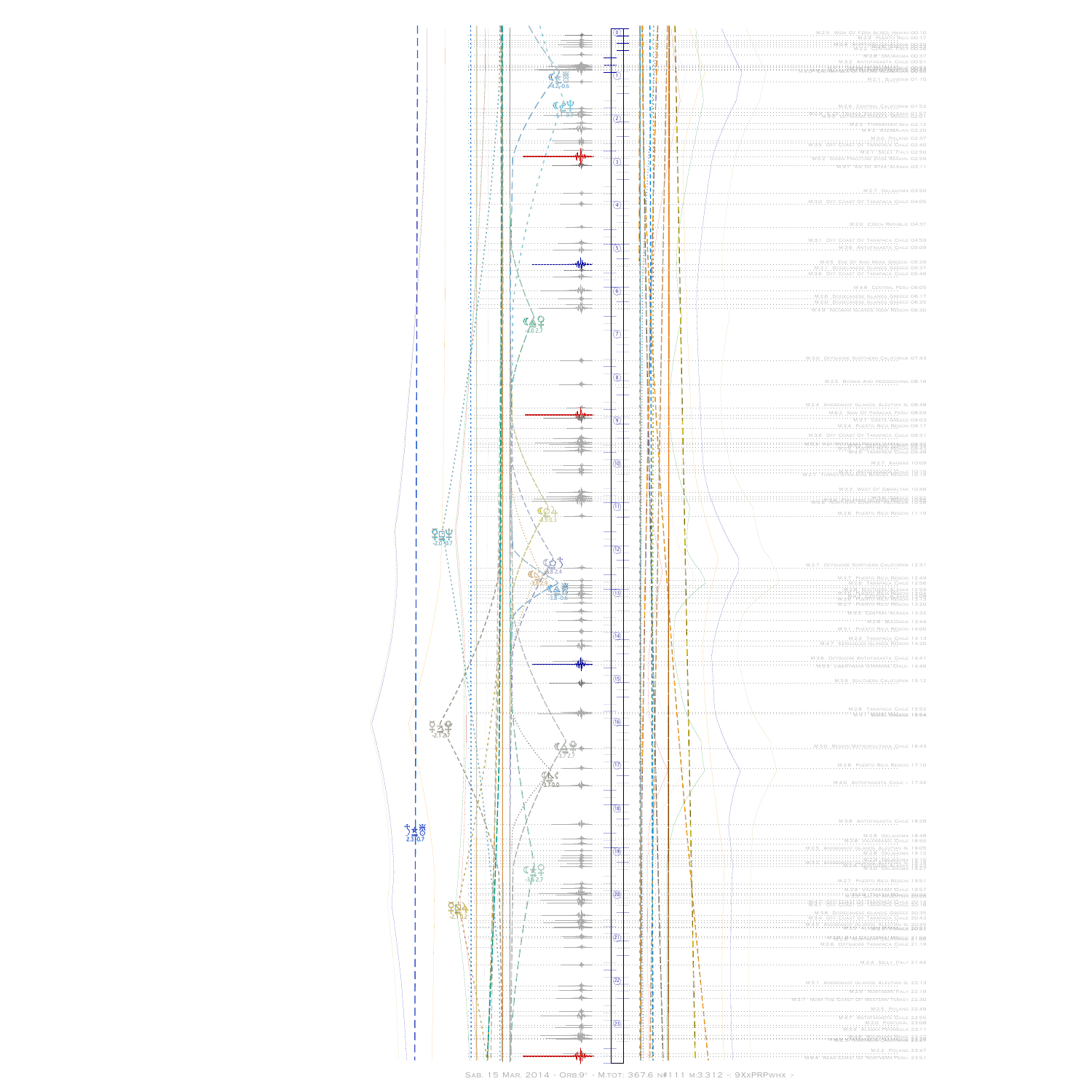M.2.5 Wsw Of Fern Acres Hawaii 00:10
M.2.6 Puerto Rico 00:17
M.2.4 Northern California 00:20
M.2.5 Puerto Rico 00:25
M.2.8 Oklahoma 00:37
M.3.2 Antofagasta Chile 00:51
M.2.1 Slovenia 01:15
M.2.6 Central California 01:52
M.2.7 Tyrrhenian Sea 02:12
M.3.0 Poland 02:37
M.3.5 Off Coast Of Tarapaca Chile 02:40
M.2.1 Sicily Italy 02:50
M.3.2 Owen Fracture Zone Region 02:59
M.2.7 Sw Of Atka Alaska 03:11
M.2.7 Oklahoma 03:50
M.3.0 Off Coast Of Tarapaca Chile 04:05
M.2.0 Czech Republic 04:37
M.3.1 Off Coast Of Tarapaca Chile 04:59
M.3.6 Antofagasta Chile 05:09
M.4.5 Ene Of Ano Mera Greece 05:29
M.4.1 Dodecanese Islands Greece 05:37
M.3.6 Off Coast Of Tarapaca Chile 05:46
M.4.8 Central Peru 06:05
M.2.8 Dodecanese Islands Greece 06:17
M.4.4 Dodecanese Islands Greece 06:25
M.4.9 Andaman Islands India Region 06:30
M.3.0 Offshore Northern California 07:43
M.2.5 Bosnia And Herzegovina 08:16
M.2.4 Andreanof Islands Aleutian Is 08:48
M.6.2 Ssw Of Paracas Peru 08:59
M.3.1 Crete Greece 09:03
M.2.4 Puerto Rico Region 09:17
M.3.6 Off Coast Of Tarapaca Chile 09:31
M.4.5 Tarapaca Chile 09:48
M.2.7 Kansas 10:09
M.2.7 Turkey-Syria-Iraq Border Region 10:16
M.3.3 West Of Gibraltar 10:46
M.4.6 Northern Sumatra Indonesia 10:58
M.2.6 Puerto Rico Region 11:19
M.2.7 Offshore Northern California 12:31
M.2.7 Puerto Rico Region 12:49
M.4.6 Tarapaca Chile 12:56
M.2.7 Puerto Rico Region 13:20
M.3.1 Central Alaska 13:32
M.2.5 Bulgaria 13:44
M.3.1 Puerto Rico Region 14:00
M.3.4 Tarapaca Chile 14:13
M.4.7 Kermadec Islands Region 14:20
M.3.6 Offshore Antofagasta Chile 14:41
M.5.5 Offshore Antofagasta Chile 14:46
M.3.3 Southern California 15:12
M.2.8 Tarapaca Chile 15:52
M.4.1 Crete Greece 15:54
M.3.0 Region Metropolitana Chile 16:43
M.2.8 Puerto Rico Region 17:10
M.4.0 Antofagasta Chile - 17:34
M.3.6 Antofagasta Chile 18:28
M.2.8 Oklahoma 18:48
M.3.6 Valparaiso Chile 18:55
M.2.5 Andreanof Islands Aleutian Is 19:05
M.3.0 Oklahoma 19:12
M.3.0 Oklahoma 19:27
M.2.7 Puerto Rico Region 19:51
M.2.9 Valparaiso Chile 19:57
M.4.7 Off Coast Of Tarapaca Chile 20:18
M.3.8 Dodecanese Islands Greece 20:35
M.3.4 Tarapaca Chile 20:42
M.2.5 Andreanof Islands Aleutian Is 20:45
M.3.1 Central Alaska 20:53
M.2.6 Offshore Tarapaca Chile 21:19
M.2.4 Sicily Italy 21:44
M.3.1 Andreanof Islands Aleutian Is 22:13
M.2.5 Northern Italy 22:19
M.2.7 Near The Coast Of Western Turkey 22:30
M.2.5 Poland 22:49
M.4.7 Antofagasta Chile 22:55
M.2.0 Portugal 23:08
M.3.1 Central Alaska 23:11
M.2.2 Poland 23:47
M.4.4 Near Coast Of Northern Peru 23:51

Sab. 15 Mar. 2014 - Orb:9° - M.tot: 367.6 N#111 m:3.312 -: 9XxPRPwhx :-